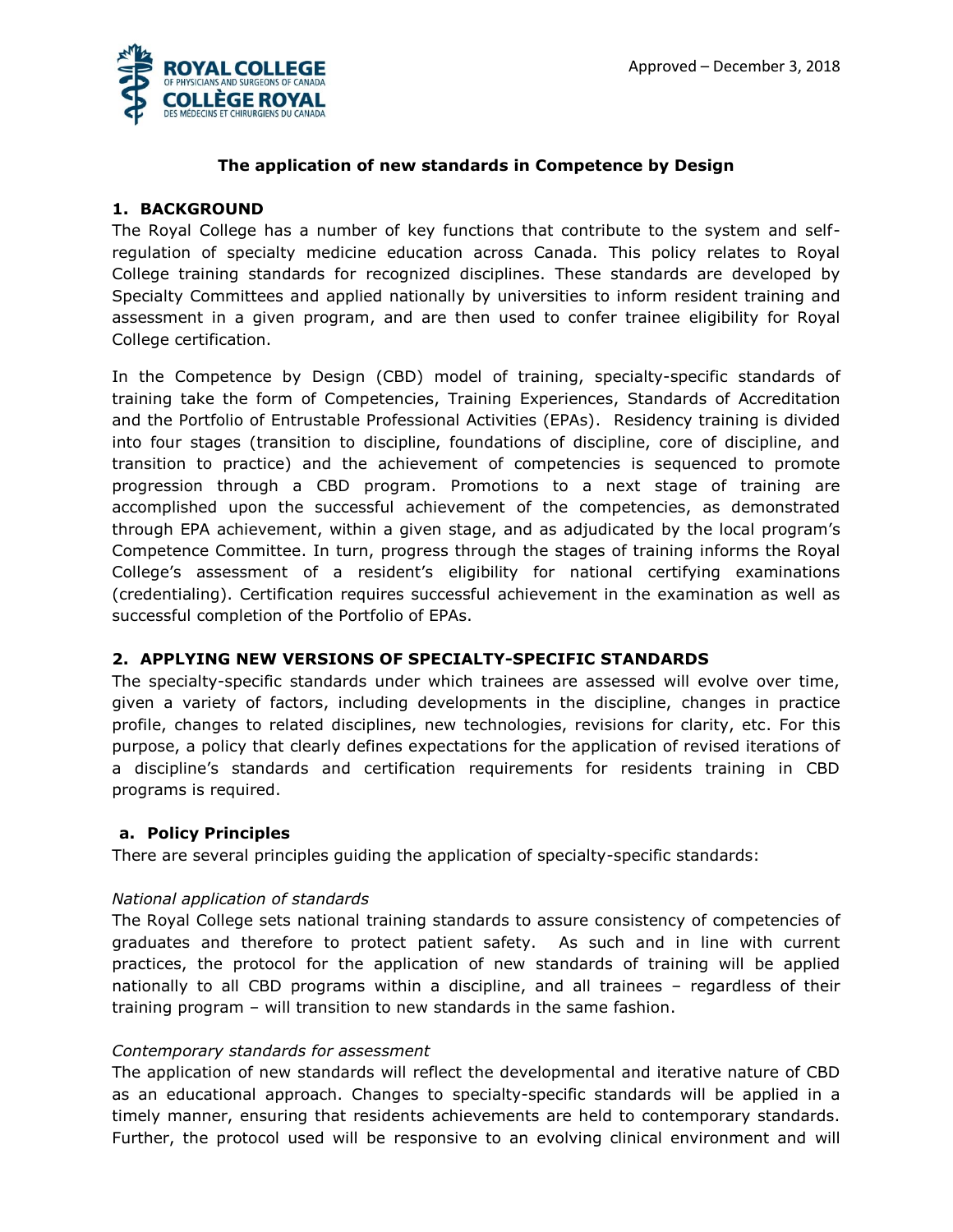Approved – December 3, 2018

# The application of new standards in Competence by Design

## 1. BACKGROUND

The Royal College has a number of key functions that contribute to the system and self-regulation of specialty medicine education across Canada. This policy relates to Royal College training standards for recognized disciplines. These standards are developed by Specialty Committees and applied nationally by universities to inform resident training and assessment in a given program, and are then used to confer trainee eligibility for Royal College certification.

In the Competence by Design (CBD) model of training, specialty-specific standards of training take the form of Competencies, Training Experiences, Standards of Accreditation and the Portfolio of Entrustable Professional Activities (EPAs). Residency training is divided into four stages (transition to discipline, foundations of discipline, core of discipline, and transition to practice) and the achievement of competencies is sequenced to promote progression through a CBD program. Promotions to a next stage of training are accomplished upon the successful achievement of the competencies, as demonstrated through EPA achievement, within a given stage, and as adjudicated by the local program's Competence Committee. In turn, progress through the stages of training informs the Royal College's assessment of a resident's eligibility for national certifying examinations (credentialing). Certification requires successful achievement in the examination as well as successful completion of the Portfolio of EPAs.

## 2. APPLYING NEW VERSIONS OF SPECIALTY-SPECIFIC STANDARDS

The specialty-specific standards under which trainees are assessed will evolve over time, given a variety of factors, including developments in the discipline, changes in practice profile, changes to related disciplines, new technologies, revisions for clarity, etc. For this purpose, a policy that clearly defines expectations for the application of revised iterations of a discipline's standards and certification requirements for residents training in CBD programs is required.

### a. Policy Principles

There are several principles guiding the application of specialty-specific standards:

*National application of standards*

The Royal College sets national training standards to assure consistency of competencies of graduates and therefore to protect patient safety. As such and in line with current practices, the protocol for the application of new standards of training will be applied nationally to all CBD programs within a discipline, and all trainees – regardless of their training program – will transition to new standards in the same fashion.

*Contemporary standards for assessment*

The application of new standards will reflect the developmental and iterative nature of CBD as an educational approach. Changes to specialty-specific standards will be applied in a timely manner, ensuring that residents achievements are held to contemporary standards. Further, the protocol used will be responsive to an evolving clinical environment and will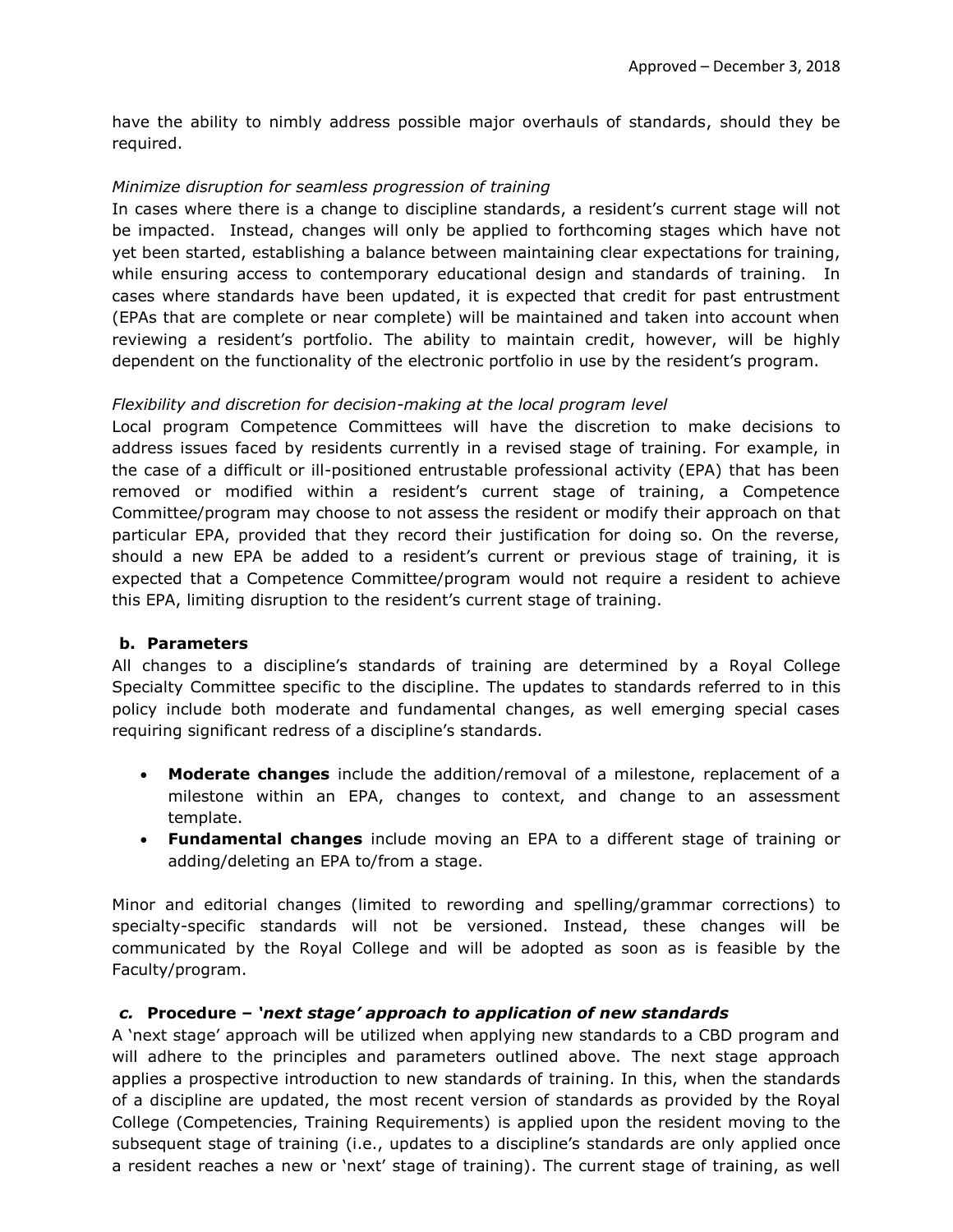have the ability to nimbly address possible major overhauls of standards, should they be required.

*Minimize disruption for seamless progression of training*

In cases where there is a change to discipline standards, a resident's current stage will not be impacted. Instead, changes will only be applied to forthcoming stages which have not yet been started, establishing a balance between maintaining clear expectations for training, while ensuring access to contemporary educational design and standards of training. In cases where standards have been updated, it is expected that credit for past entrustment (EPAs that are complete or near complete) will be maintained and taken into account when reviewing a resident's portfolio. The ability to maintain credit, however, will be highly dependent on the functionality of the electronic portfolio in use by the resident's program.

*Flexibility and discretion for decision-making at the local program level*

Local program Competence Committees will have the discretion to make decisions to address issues faced by residents currently in a revised stage of training. For example, in the case of a difficult or ill-positioned entrustable professional activity (EPA) that has been removed or modified within a resident's current stage of training, a Competence Committee/program may choose to not assess the resident or modify their approach on that particular EPA, provided that they record their justification for doing so. On the reverse, should a new EPA be added to a resident's current or previous stage of training, it is expected that a Competence Committee/program would not require a resident to achieve this EPA, limiting disruption to the resident's current stage of training.

**b. Parameters**

All changes to a discipline's standards of training are determined by a Royal College Specialty Committee specific to the discipline. The updates to standards referred to in this policy include both moderate and fundamental changes, as well emerging special cases requiring significant redress of a discipline's standards.

- **Moderate changes** include the addition/removal of a milestone, replacement of a milestone within an EPA, changes to context, and change to an assessment template.
- **Fundamental changes** include moving an EPA to a different stage of training or adding/deleting an EPA to/from a stage.

Minor and editorial changes (limited to rewording and spelling/grammar corrections) to specialty-specific standards will not be versioned. Instead, these changes will be communicated by the Royal College and will be adopted as soon as is feasible by the Faculty/program.

***c.* Procedure – *'next stage' approach to application of new standards***

A 'next stage' approach will be utilized when applying new standards to a CBD program and will adhere to the principles and parameters outlined above. The next stage approach applies a prospective introduction to new standards of training. In this, when the standards of a discipline are updated, the most recent version of standards as provided by the Royal College (Competencies, Training Requirements) is applied upon the resident moving to the subsequent stage of training (i.e., updates to a discipline's standards are only applied once a resident reaches a new or 'next' stage of training). The current stage of training, as well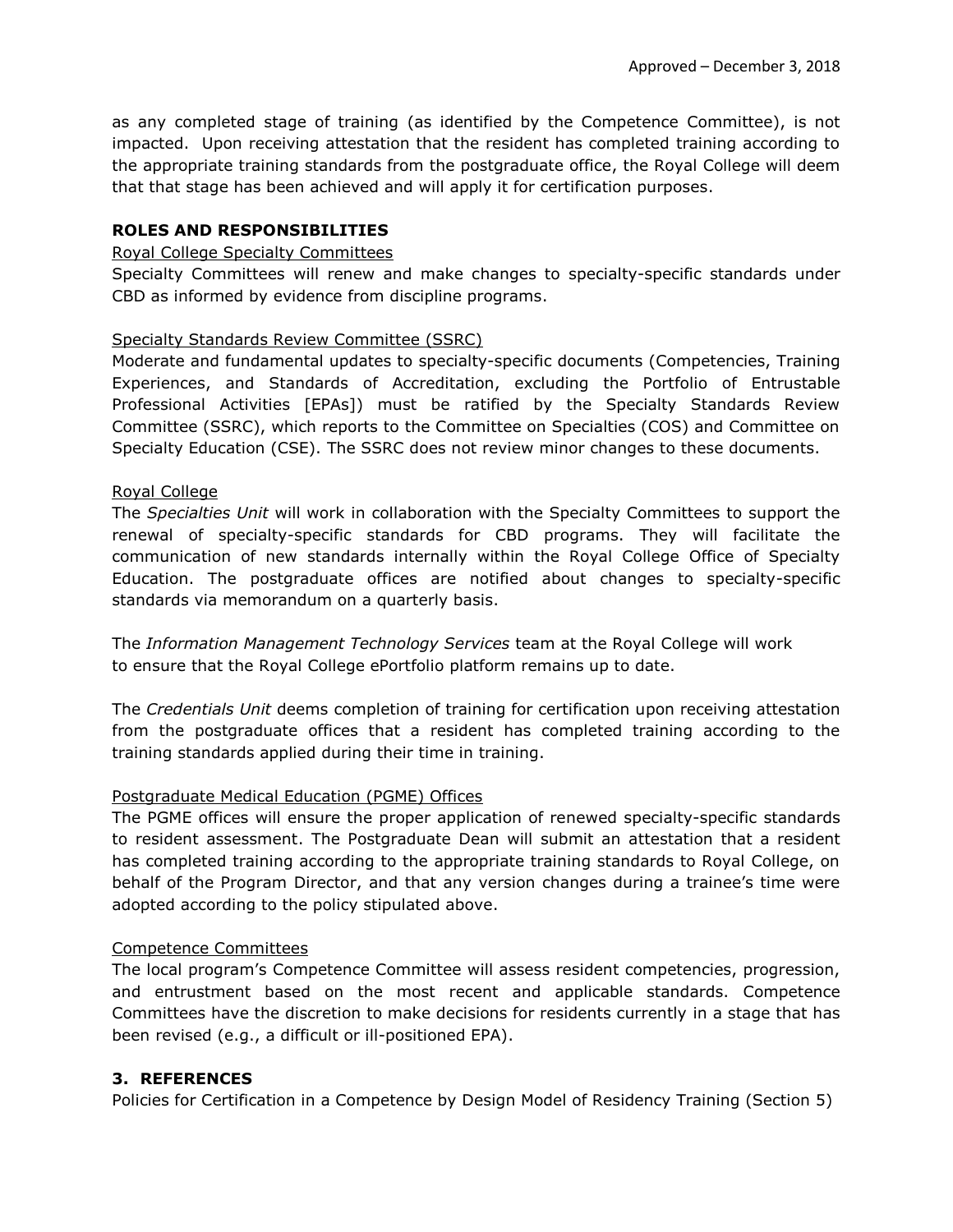as any completed stage of training (as identified by the Competence Committee), is not impacted. Upon receiving attestation that the resident has completed training according to the appropriate training standards from the postgraduate office, the Royal College will deem that that stage has been achieved and will apply it for certification purposes.

### ROLES AND RESPONSIBILITIES

Royal College Specialty Committees

Specialty Committees will renew and make changes to specialty-specific standards under CBD as informed by evidence from discipline programs.

Specialty Standards Review Committee (SSRC)

Moderate and fundamental updates to specialty-specific documents (Competencies, Training Experiences, and Standards of Accreditation, excluding the Portfolio of Entrustable Professional Activities [EPAs]) must be ratified by the Specialty Standards Review Committee (SSRC), which reports to the Committee on Specialties (COS) and Committee on Specialty Education (CSE). The SSRC does not review minor changes to these documents.

Royal College

The *Specialties Unit* will work in collaboration with the Specialty Committees to support the renewal of specialty-specific standards for CBD programs. They will facilitate the communication of new standards internally within the Royal College Office of Specialty Education. The postgraduate offices are notified about changes to specialty-specific standards via memorandum on a quarterly basis.

The *Information Management Technology Services* team at the Royal College will work to ensure that the Royal College ePortfolio platform remains up to date.

The *Credentials Unit* deems completion of training for certification upon receiving attestation from the postgraduate offices that a resident has completed training according to the training standards applied during their time in training.

Postgraduate Medical Education (PGME) Offices

The PGME offices will ensure the proper application of renewed specialty-specific standards to resident assessment. The Postgraduate Dean will submit an attestation that a resident has completed training according to the appropriate training standards to Royal College, on behalf of the Program Director, and that any version changes during a trainee's time were adopted according to the policy stipulated above.

Competence Committees

The local program's Competence Committee will assess resident competencies, progression, and entrustment based on the most recent and applicable standards. Competence Committees have the discretion to make decisions for residents currently in a stage that has been revised (e.g., a difficult or ill-positioned EPA).

## 3. REFERENCES

Policies for Certification in a Competence by Design Model of Residency Training (Section 5)